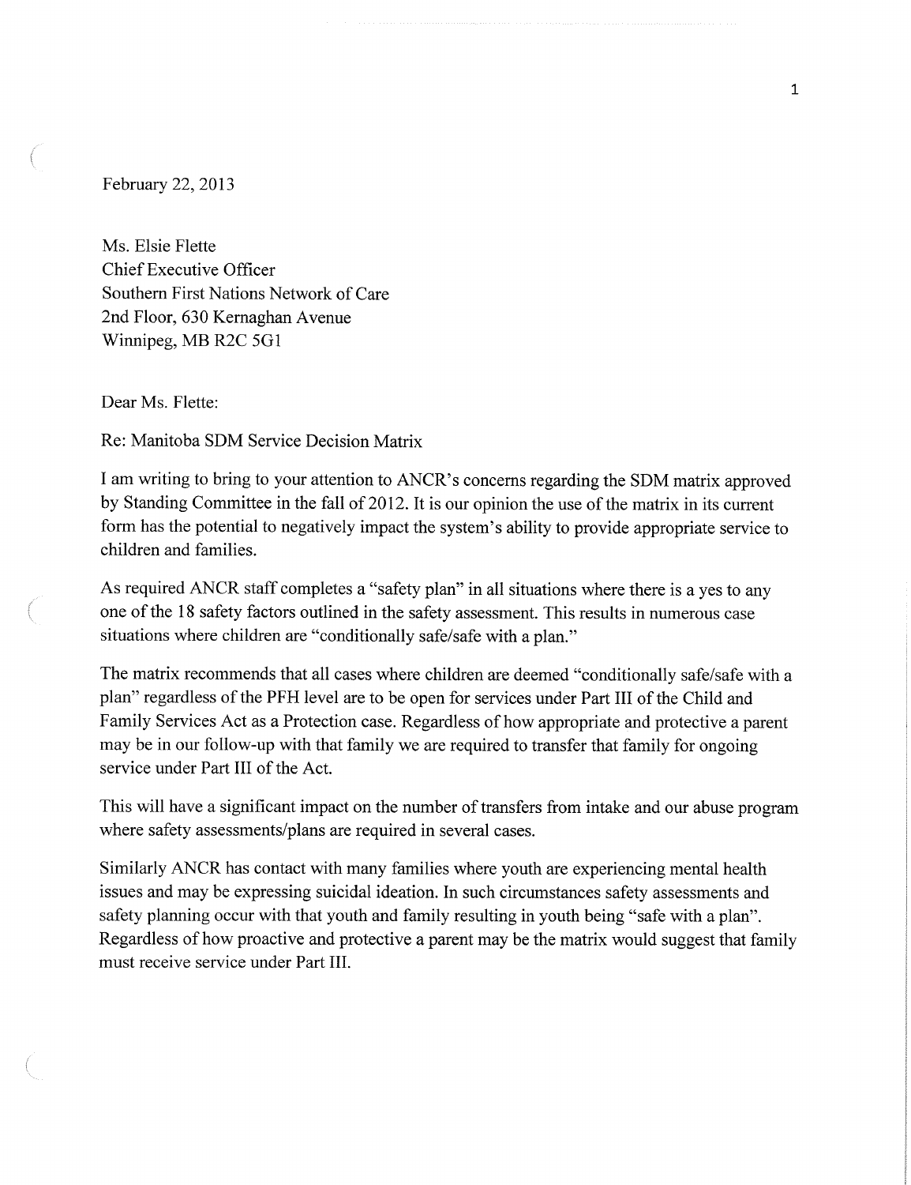February 22, 2013

Ms. Elsie Flette
Chief Executive Officer
Southern First Nations Network of Care
2nd Floor, 630 Kernaghan Avenue
Winnipeg, MB R2C 5G1

Dear Ms. Flette:

Re: Manitoba SDM Service Decision Matrix

I am writing to bring to your attention to ANCR's concerns regarding the SDM matrix approved by Standing Committee in the fall of 2012. It is our opinion the use of the matrix in its current form has the potential to negatively impact the system's ability to provide appropriate service to children and families.

As required ANCR staff completes a "safety plan" in all situations where there is a yes to any one of the 18 safety factors outlined in the safety assessment. This results in numerous case situations where children are "conditionally safe/safe with a plan."

The matrix recommends that all cases where children are deemed "conditionally safe/safe with a plan" regardless of the PFH level are to be open for services under Part III of the Child and Family Services Act as a Protection case. Regardless of how appropriate and protective a parent may be in our follow-up with that family we are required to transfer that family for ongoing service under Part III of the Act.

This will have a significant impact on the number of transfers from intake and our abuse program where safety assessments/plans are required in several cases.

Similarly ANCR has contact with many families where youth are experiencing mental health issues and may be expressing suicidal ideation. In such circumstances safety assessments and safety planning occur with that youth and family resulting in youth being "safe with a plan". Regardless of how proactive and protective a parent may be the matrix would suggest that family must receive service under Part III.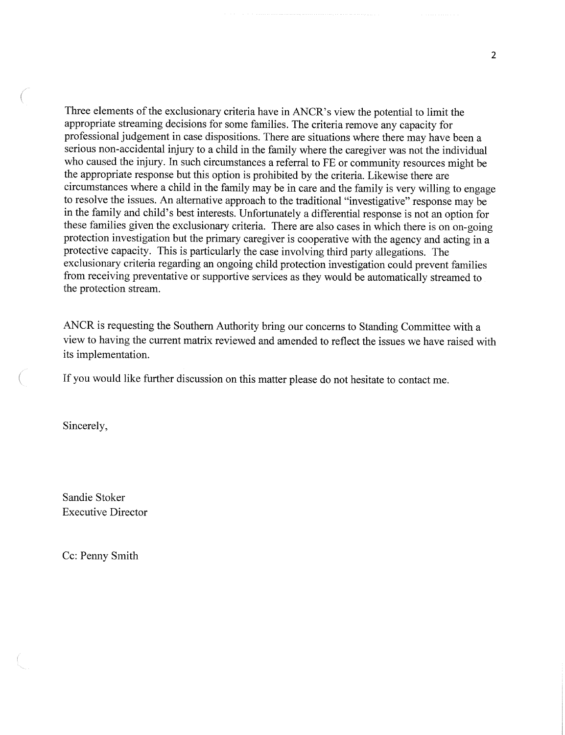Three elements of the exclusionary criteria have in ANCR's view the potential to limit the appropriate streaming decisions for some families. The criteria remove any capacity for professional judgement in case dispositions. There are situations where there may have been a serious non-accidental injury to a child in the family where the caregiver was not the individual who caused the injury. In such circumstances a referral to FE or community resources might be the appropriate response but this option is prohibited by the criteria. Likewise there are circumstances where a child in the family may be in care and the family is very willing to engage to resolve the issues. An alternative approach to the traditional "investigative" response may be in the family and child's best interests. Unfortunately a differential response is not an option for these families given the exclusionary criteria. There are also cases in which there is on on-going protection investigation but the primary caregiver is cooperative with the agency and acting in a protective capacity. This is particularly the case involving third party allegations. The exclusionary criteria regarding an ongoing child protection investigation could prevent families from receiving preventative or supportive services as they would be automatically streamed to the protection stream.

ANCR is requesting the Southern Authority bring our concerns to Standing Committee with a view to having the current matrix reviewed and amended to reflect the issues we have raised with its implementation.

If you would like further discussion on this matter please do not hesitate to contact me.

Sincerely,

Sandie Stoker
Executive Director

Cc: Penny Smith